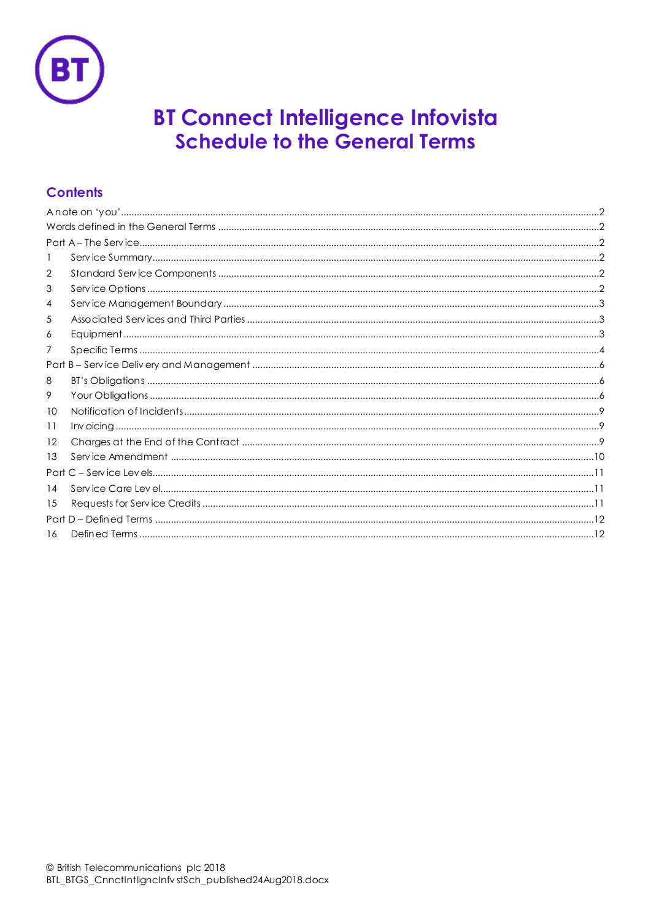# BT Connect Intelligence Infovista
## Schedule to the General Terms

### Contents

A note on 'you' .....2
Words defined in the General Terms .....2
Part A – The Service .....2
1 Service Summary .....2
2 Standard Service Components .....2
3 Service Options .....2
4 Service Management Boundary .....3
5 Associated Services and Third Parties .....3
6 Equipment .....3
7 Specific Terms .....4
Part B – Service Delivery and Management .....6
8 BT's Obligations .....6
9 Your Obligations .....6
10 Notification of Incidents .....9
11 Invoicing .....9
12 Charges at the End of the Contract .....9
13 Service Amendment .....10
Part C – Service Levels .....11
14 Service Care Level .....11
15 Requests for Service Credits .....11
Part D – Defined Terms .....12
16 Defined Terms .....12

© British Telecommunications plc 2018
BTL_BTGS_CnnctIntllgncInfvstSch_published24Aug2018.docx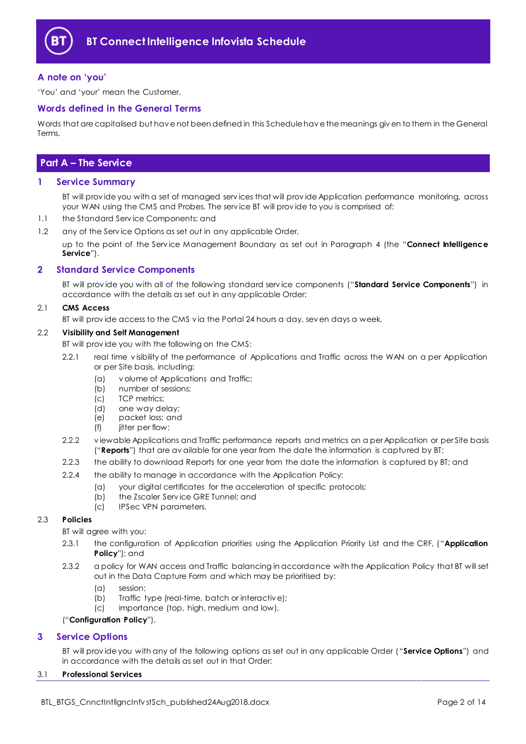# BT Connect Intelligence Infovista Schedule

## A note on 'you'

'You' and 'your' mean the Customer.

## Words defined in the General Terms

Words that are capitalised but have not been defined in this Schedule have the meanings given to them in the General Terms.

## Part A – The Service

## 1 Service Summary

BT will provide you with a set of managed services that will provide Application performance monitoring, across your WAN using the CMS and Probes. The service BT will provide to you is comprised of:

1.1 the Standard Service Components; and

1.2 any of the Service Options as set out in any applicable Order,

up to the point of the Service Management Boundary as set out in Paragraph 4 (the "**Connect Intelligence Service**").

## 2 Standard Service Components

BT will provide you with all of the following standard service components ("**Standard Service Components**") in accordance with the details as set out in any applicable Order:

2.1 **CMS Access**

BT will provide access to the CMS via the Portal 24 hours a day, seven days a week.

2.2 **Visibility and Self Management**

BT will provide you with the following on the CMS:

2.2.1 real time visibility of the performance of Applications and Traffic across the WAN on a per Application or per Site basis, including:

(a) volume of Applications and Traffic;
(b) number of sessions;
(c) TCP metrics;
(d) one way delay;
(e) packet loss; and
(f) jitter per flow;

2.2.2 viewable Applications and Traffic performance reports and metrics on a per Application or per Site basis ("**Reports**") that are available for one year from the date the information is captured by BT;

2.2.3 the ability to download Reports for one year from the date the information is captured by BT; and

2.2.4 the ability to manage in accordance with the Application Policy:

(a) your digital certificates for the acceleration of specific protocols;
(b) the Zscaler Service GRE Tunnel; and
(c) IPSec VPN parameters.

2.3 **Policies**

BT will agree with you:

2.3.1 the configuration of Application priorities using the Application Priority List and the CRF, ("**Application Policy**"); and

2.3.2 a policy for WAN access and Traffic balancing in accordance with the Application Policy that BT will set out in the Data Capture Form and which may be prioritised by:

(a) session;
(b) Traffic type (real-time, batch or interactive);
(c) importance (top, high, medium and low),

("**Configuration Policy**").

## 3 Service Options

BT will provide you with any of the following options as set out in any applicable Order ("**Service Options**") and in accordance with the details as set out in that Order:

3.1 **Professional Services**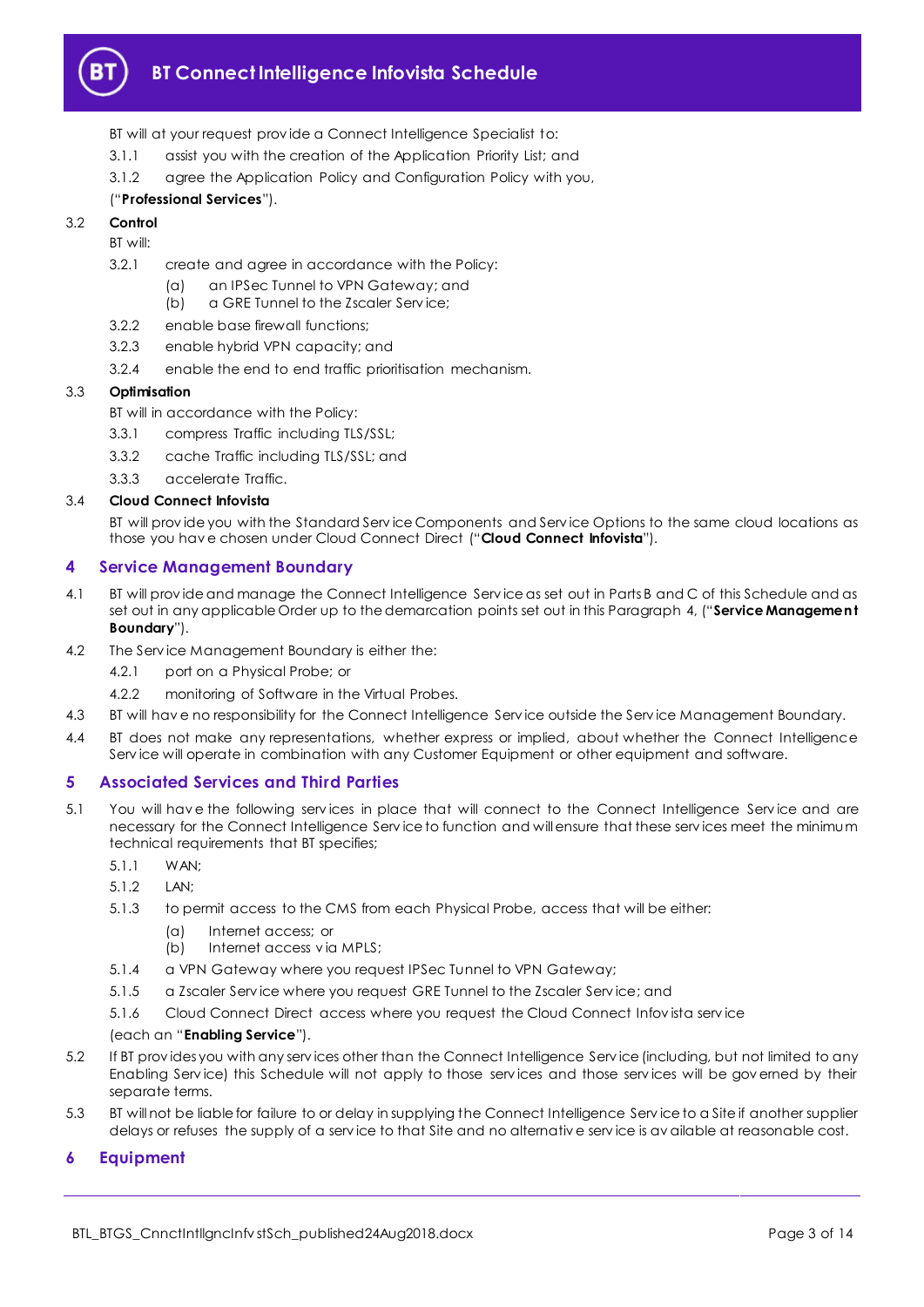BT will at your request provide a Connect Intelligence Specialist to:

3.1.1 assist you with the creation of the Application Priority List; and

3.1.2 agree the Application Policy and Configuration Policy with you,

("**Professional Services**").

3.2 **Control**

BT will:

3.2.1 create and agree in accordance with the Policy:

(a) an IPSec Tunnel to VPN Gateway; and

(b) a GRE Tunnel to the Zscaler Service;

3.2.2 enable base firewall functions;

3.2.3 enable hybrid VPN capacity; and

3.2.4 enable the end to end traffic prioritisation mechanism.

3.3 **Optimisation**

BT will in accordance with the Policy:

3.3.1 compress Traffic including TLS/SSL;

3.3.2 cache Traffic including TLS/SSL; and

3.3.3 accelerate Traffic.

3.4 **Cloud Connect Infovista**

BT will provide you with the Standard Service Components and Service Options to the same cloud locations as those you have chosen under Cloud Connect Direct ("**Cloud Connect Infovista**").

## 4 Service Management Boundary

4.1 BT will provide and manage the Connect Intelligence Service as set out in Parts B and C of this Schedule and as set out in any applicable Order up to the demarcation points set out in this Paragraph 4, ("**Service Management Boundary**").

4.2 The Service Management Boundary is either the:

4.2.1 port on a Physical Probe; or

4.2.2 monitoring of Software in the Virtual Probes.

4.3 BT will have no responsibility for the Connect Intelligence Service outside the Service Management Boundary.

4.4 BT does not make any representations, whether express or implied, about whether the Connect Intelligence Service will operate in combination with any Customer Equipment or other equipment and software.

## 5 Associated Services and Third Parties

5.1 You will have the following services in place that will connect to the Connect Intelligence Service and are necessary for the Connect Intelligence Service to function and will ensure that these services meet the minimum technical requirements that BT specifies;

5.1.1 WAN;

5.1.2 LAN;

5.1.3 to permit access to the CMS from each Physical Probe, access that will be either:

(a) Internet access; or

(b) Internet access via MPLS;

5.1.4 a VPN Gateway where you request IPSec Tunnel to VPN Gateway;

5.1.5 a Zscaler Service where you request GRE Tunnel to the Zscaler Service; and

5.1.6 Cloud Connect Direct access where you request the Cloud Connect Infovista service

(each an "**Enabling Service**").

5.2 If BT provides you with any services other than the Connect Intelligence Service (including, but not limited to any Enabling Service) this Schedule will not apply to those services and those services will be governed by their separate terms.

5.3 BT will not be liable for failure to or delay in supplying the Connect Intelligence Service to a Site if another supplier delays or refuses the supply of a service to that Site and no alternative service is available at reasonable cost.

## 6 Equipment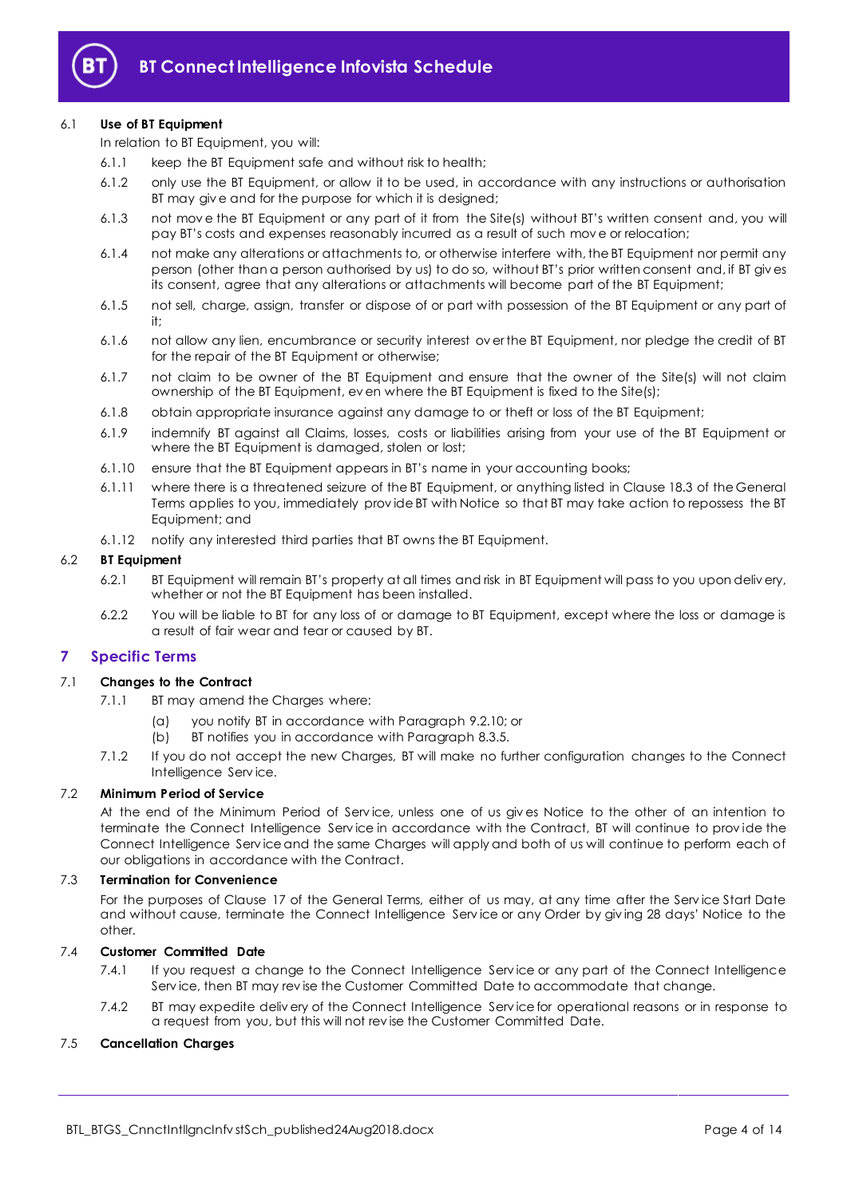6.1 **Use of BT Equipment**

In relation to BT Equipment, you will:

6.1.1 keep the BT Equipment safe and without risk to health;

6.1.2 only use the BT Equipment, or allow it to be used, in accordance with any instructions or authorisation BT may give and for the purpose for which it is designed;

6.1.3 not move the BT Equipment or any part of it from the Site(s) without BT's written consent and, you will pay BT's costs and expenses reasonably incurred as a result of such move or relocation;

6.1.4 not make any alterations or attachments to, or otherwise interfere with, the BT Equipment nor permit any person (other than a person authorised by us) to do so, without BT's prior written consent and, if BT gives its consent, agree that any alterations or attachments will become part of the BT Equipment;

6.1.5 not sell, charge, assign, transfer or dispose of or part with possession of the BT Equipment or any part of it;

6.1.6 not allow any lien, encumbrance or security interest over the BT Equipment, nor pledge the credit of BT for the repair of the BT Equipment or otherwise;

6.1.7 not claim to be owner of the BT Equipment and ensure that the owner of the Site(s) will not claim ownership of the BT Equipment, even where the BT Equipment is fixed to the Site(s);

6.1.8 obtain appropriate insurance against any damage to or theft or loss of the BT Equipment;

6.1.9 indemnify BT against all Claims, losses, costs or liabilities arising from your use of the BT Equipment or where the BT Equipment is damaged, stolen or lost;

6.1.10 ensure that the BT Equipment appears in BT's name in your accounting books;

6.1.11 where there is a threatened seizure of the BT Equipment, or anything listed in Clause 18.3 of the General Terms applies to you, immediately provide BT with Notice so that BT may take action to repossess the BT Equipment; and

6.1.12 notify any interested third parties that BT owns the BT Equipment.

6.2 **BT Equipment**

6.2.1 BT Equipment will remain BT's property at all times and risk in BT Equipment will pass to you upon delivery, whether or not the BT Equipment has been installed.

6.2.2 You will be liable to BT for any loss of or damage to BT Equipment, except where the loss or damage is a result of fair wear and tear or caused by BT.

## 7 Specific Terms

7.1 **Changes to the Contract**

7.1.1 BT may amend the Charges where:

(a) you notify BT in accordance with Paragraph 9.2.10; or

(b) BT notifies you in accordance with Paragraph 8.3.5.

7.1.2 If you do not accept the new Charges, BT will make no further configuration changes to the Connect Intelligence Service.

7.2 **Minimum Period of Service**

At the end of the Minimum Period of Service, unless one of us gives Notice to the other of an intention to terminate the Connect Intelligence Service in accordance with the Contract, BT will continue to provide the Connect Intelligence Service and the same Charges will apply and both of us will continue to perform each of our obligations in accordance with the Contract.

7.3 **Termination for Convenience**

For the purposes of Clause 17 of the General Terms, either of us may, at any time after the Service Start Date and without cause, terminate the Connect Intelligence Service or any Order by giving 28 days' Notice to the other.

7.4 **Customer Committed Date**

7.4.1 If you request a change to the Connect Intelligence Service or any part of the Connect Intelligence Service, then BT may revise the Customer Committed Date to accommodate that change.

7.4.2 BT may expedite delivery of the Connect Intelligence Service for operational reasons or in response to a request from you, but this will not revise the Customer Committed Date.

7.5 **Cancellation Charges**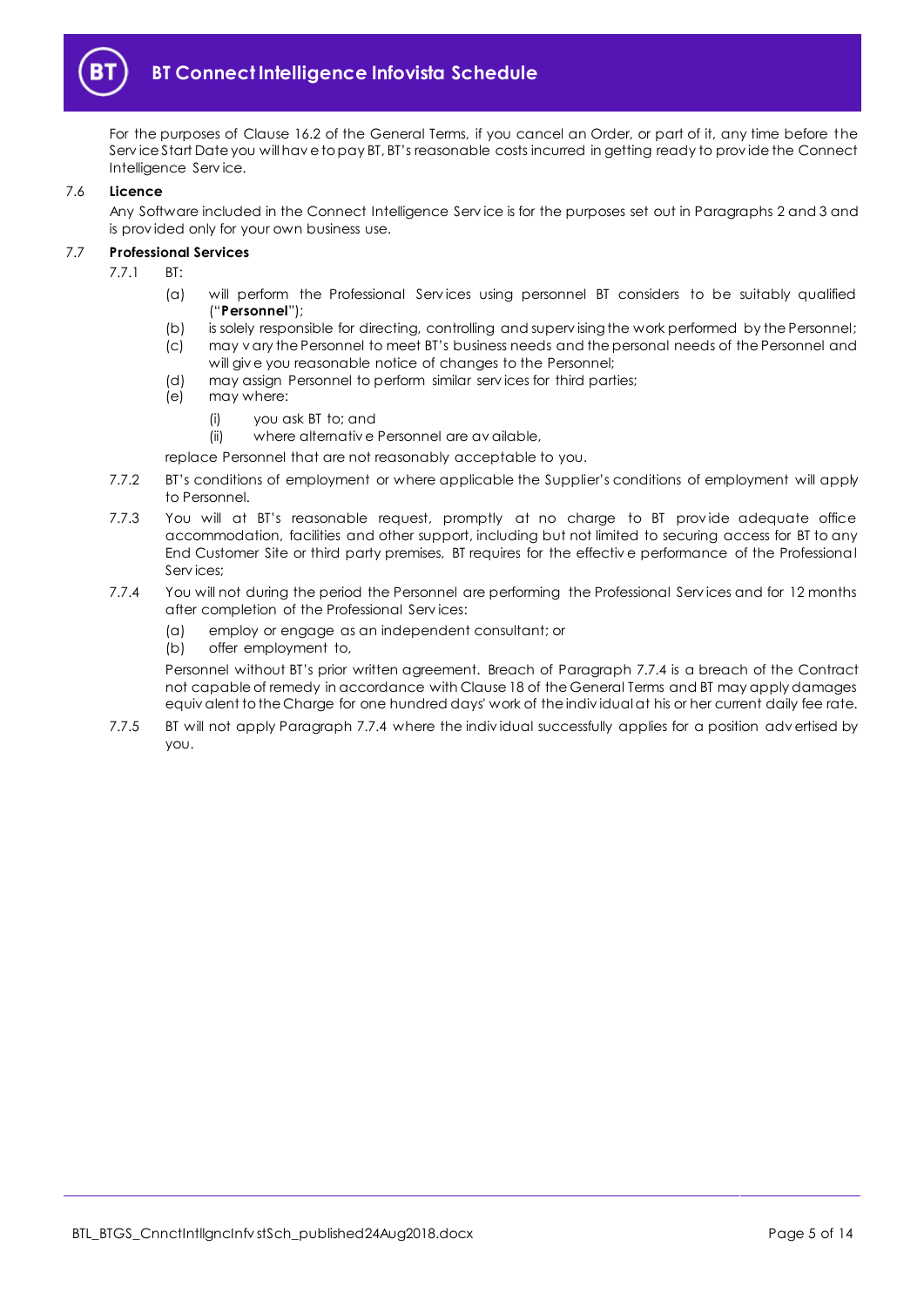For the purposes of Clause 16.2 of the General Terms, if you cancel an Order, or part of it, any time before the Service Start Date you will have to pay BT, BT's reasonable costs incurred in getting ready to provide the Connect Intelligence Service.

7.6 **Licence**

Any Software included in the Connect Intelligence Service is for the purposes set out in Paragraphs 2 and 3 and is provided only for your own business use.

7.7 **Professional Services**

7.7.1 BT:

(a) will perform the Professional Services using personnel BT considers to be suitably qualified ("**Personnel**");

(b) is solely responsible for directing, controlling and supervising the work performed by the Personnel;

(c) may vary the Personnel to meet BT's business needs and the personal needs of the Personnel and will give you reasonable notice of changes to the Personnel;

(d) may assign Personnel to perform similar services for third parties;

(e) may where:

(i) you ask BT to; and

(ii) where alternative Personnel are available,

replace Personnel that are not reasonably acceptable to you.

7.7.2 BT's conditions of employment or where applicable the Supplier's conditions of employment will apply to Personnel.

7.7.3 You will at BT's reasonable request, promptly at no charge to BT provide adequate office accommodation, facilities and other support, including but not limited to securing access for BT to any End Customer Site or third party premises, BT requires for the effective performance of the Professional Services;

7.7.4 You will not during the period the Personnel are performing the Professional Services and for 12 months after completion of the Professional Services:

(a) employ or engage as an independent consultant; or

(b) offer employment to,

Personnel without BT's prior written agreement. Breach of Paragraph 7.7.4 is a breach of the Contract not capable of remedy in accordance with Clause 18 of the General Terms and BT may apply damages equivalent to the Charge for one hundred days' work of the individual at his or her current daily fee rate.

7.7.5 BT will not apply Paragraph 7.7.4 where the individual successfully applies for a position advertised by you.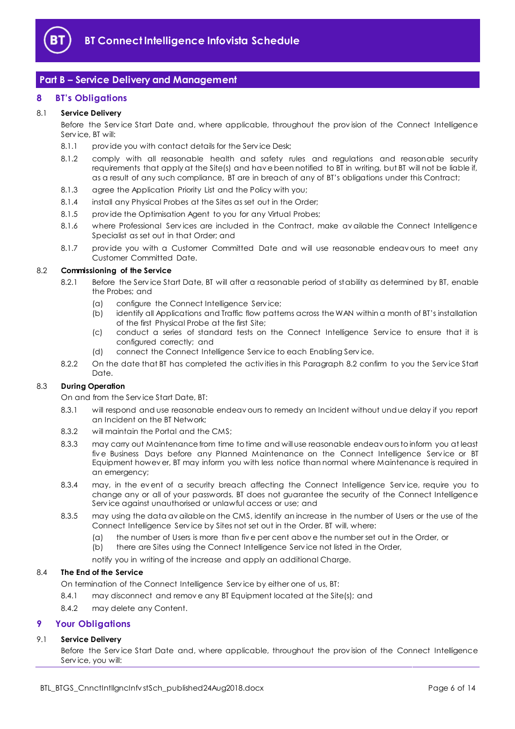## Part B – Service Delivery and Management

### 8 BT's Obligations

**8.1 Service Delivery**

Before the Service Start Date and, where applicable, throughout the provision of the Connect Intelligence Service, BT will:

8.1.1 provide you with contact details for the Service Desk;

8.1.2 comply with all reasonable health and safety rules and regulations and reasonable security requirements that apply at the Site(s) and have been notified to BT in writing, but BT will not be liable if, as a result of any such compliance, BT are in breach of any of BT's obligations under this Contract;

8.1.3 agree the Application Priority List and the Policy with you;

8.1.4 install any Physical Probes at the Sites as set out in the Order;

8.1.5 provide the Optimisation Agent to you for any Virtual Probes;

8.1.6 where Professional Services are included in the Contract, make available the Connect Intelligence Specialist as set out in that Order; and

8.1.7 provide you with a Customer Committed Date and will use reasonable endeavours to meet any Customer Committed Date.

**8.2 Commissioning of the Service**

8.2.1 Before the Service Start Date, BT will after a reasonable period of stability as determined by BT, enable the Probes; and

(a) configure the Connect Intelligence Service;

(b) identify all Applications and Traffic flow patterns across the WAN within a month of BT's installation of the first Physical Probe at the first Site;

(c) conduct a series of standard tests on the Connect Intelligence Service to ensure that it is configured correctly; and

(d) connect the Connect Intelligence Service to each Enabling Service.

8.2.2 On the date that BT has completed the activities in this Paragraph 8.2 confirm to you the Service Start Date.

**8.3 During Operation**

On and from the Service Start Date, BT:

8.3.1 will respond and use reasonable endeavours to remedy an Incident without undue delay if you report an Incident on the BT Network;

8.3.2 will maintain the Portal and the CMS;

8.3.3 may carry out Maintenance from time to time and will use reasonable endeavours to inform you at least five Business Days before any Planned Maintenance on the Connect Intelligence Service or BT Equipment however, BT may inform you with less notice than normal where Maintenance is required in an emergency;

8.3.4 may, in the event of a security breach affecting the Connect Intelligence Service, require you to change any or all of your passwords. BT does not guarantee the security of the Connect Intelligence Service against unauthorised or unlawful access or use; and

8.3.5 may using the data available on the CMS, identify an increase in the number of Users or the use of the Connect Intelligence Service by Sites not set out in the Order. BT will, where:

(a) the number of Users is more than five per cent above the number set out in the Order, or

(b) there are Sites using the Connect Intelligence Service not listed in the Order,

notify you in writing of the increase and apply an additional Charge.

**8.4 The End of the Service**

On termination of the Connect Intelligence Service by either one of us, BT:

8.4.1 may disconnect and remove any BT Equipment located at the Site(s); and

8.4.2 may delete any Content.

### 9 Your Obligations

**9.1 Service Delivery**

Before the Service Start Date and, where applicable, throughout the provision of the Connect Intelligence Service, you will: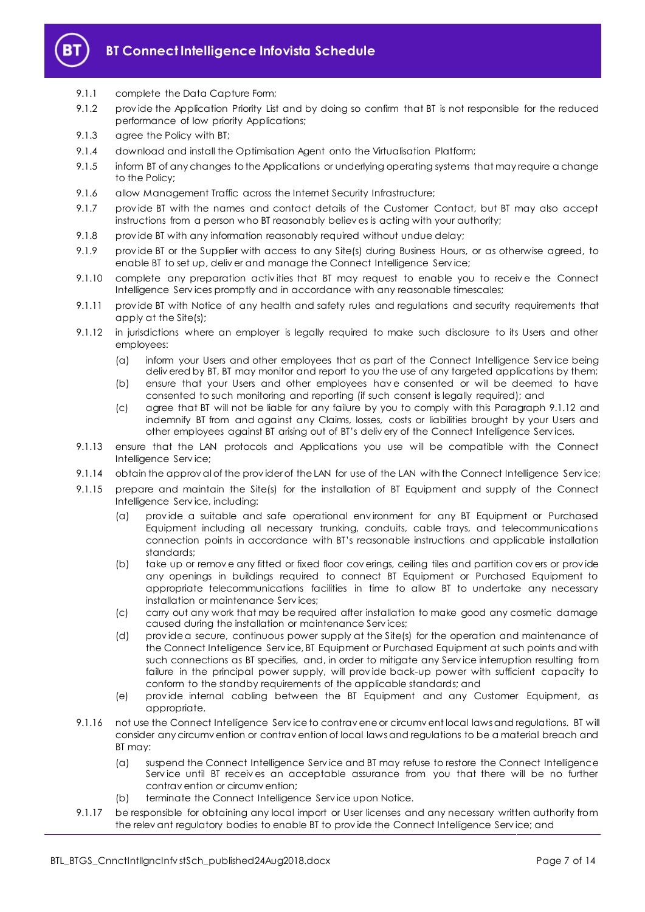9.1.1 complete the Data Capture Form;

9.1.2 provide the Application Priority List and by doing so confirm that BT is not responsible for the reduced performance of low priority Applications;

9.1.3 agree the Policy with BT;

9.1.4 download and install the Optimisation Agent onto the Virtualisation Platform;

9.1.5 inform BT of any changes to the Applications or underlying operating systems that may require a change to the Policy;

9.1.6 allow Management Traffic across the Internet Security Infrastructure;

9.1.7 provide BT with the names and contact details of the Customer Contact, but BT may also accept instructions from a person who BT reasonably believes is acting with your authority;

9.1.8 provide BT with any information reasonably required without undue delay;

9.1.9 provide BT or the Supplier with access to any Site(s) during Business Hours, or as otherwise agreed, to enable BT to set up, deliver and manage the Connect Intelligence Service;

9.1.10 complete any preparation activities that BT may request to enable you to receive the Connect Intelligence Services promptly and in accordance with any reasonable timescales;

9.1.11 provide BT with Notice of any health and safety rules and regulations and security requirements that apply at the Site(s);

9.1.12 in jurisdictions where an employer is legally required to make such disclosure to its Users and other employees:

   (a) inform your Users and other employees that as part of the Connect Intelligence Service being delivered by BT, BT may monitor and report to you the use of any targeted applications by them;

   (b) ensure that your Users and other employees have consented or will be deemed to have consented to such monitoring and reporting (if such consent is legally required); and

   (c) agree that BT will not be liable for any failure by you to comply with this Paragraph 9.1.12 and indemnify BT from and against any Claims, losses, costs or liabilities brought by your Users and other employees against BT arising out of BT's delivery of the Connect Intelligence Services.

9.1.13 ensure that the LAN protocols and Applications you use will be compatible with the Connect Intelligence Service;

9.1.14 obtain the approval of the provider of the LAN for use of the LAN with the Connect Intelligence Service;

9.1.15 prepare and maintain the Site(s) for the installation of BT Equipment and supply of the Connect Intelligence Service, including:

   (a) provide a suitable and safe operational environment for any BT Equipment or Purchased Equipment including all necessary trunking, conduits, cable trays, and telecommunications connection points in accordance with BT's reasonable instructions and applicable installation standards;

   (b) take up or remove any fitted or fixed floor coverings, ceiling tiles and partition covers or provide any openings in buildings required to connect BT Equipment or Purchased Equipment to appropriate telecommunications facilities in time to allow BT to undertake any necessary installation or maintenance Services;

   (c) carry out any work that may be required after installation to make good any cosmetic damage caused during the installation or maintenance Services;

   (d) provide a secure, continuous power supply at the Site(s) for the operation and maintenance of the Connect Intelligence Service, BT Equipment or Purchased Equipment at such points and with such connections as BT specifies, and, in order to mitigate any Service interruption resulting from failure in the principal power supply, will provide back-up power with sufficient capacity to conform to the standby requirements of the applicable standards; and

   (e) provide internal cabling between the BT Equipment and any Customer Equipment, as appropriate.

9.1.16 not use the Connect Intelligence Service to contravene or circumvent local laws and regulations. BT will consider any circumvention or contravention of local laws and regulations to be a material breach and BT may:

   (a) suspend the Connect Intelligence Service and BT may refuse to restore the Connect Intelligence Service until BT receives an acceptable assurance from you that there will be no further contravention or circumvention;

   (b) terminate the Connect Intelligence Service upon Notice.

9.1.17 be responsible for obtaining any local import or User licenses and any necessary written authority from the relevant regulatory bodies to enable BT to provide the Connect Intelligence Service; and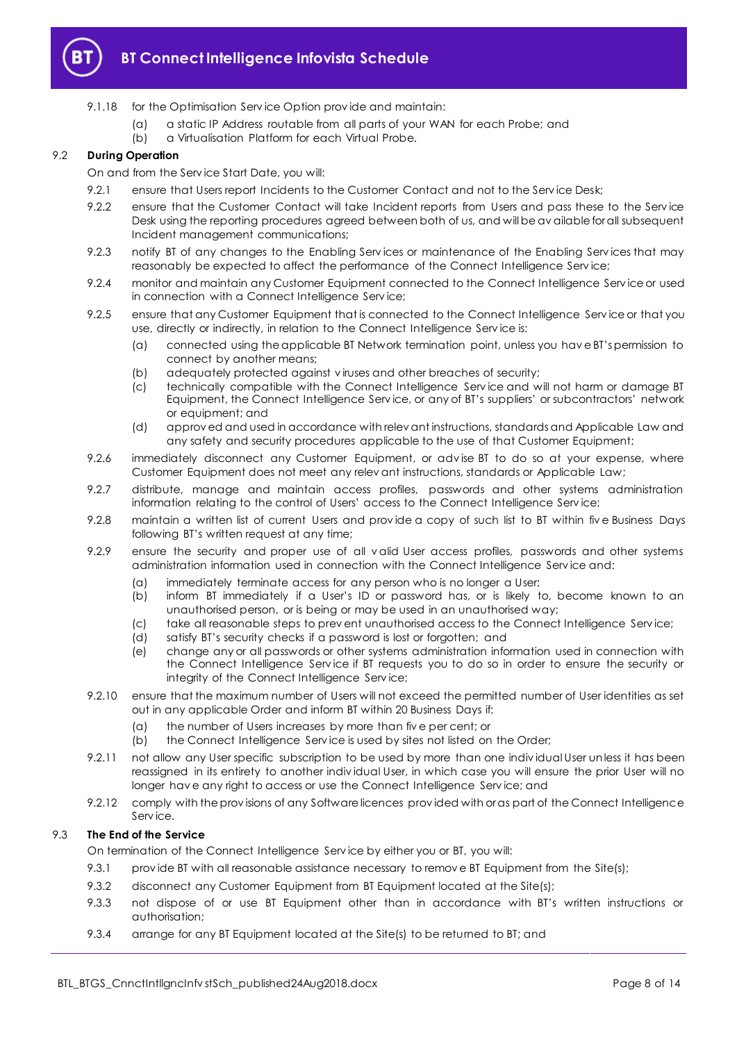9.1.18 for the Optimisation Service Option provide and maintain:

(a) a static IP Address routable from all parts of your WAN for each Probe; and

(b) a Virtualisation Platform for each Virtual Probe.

### 9.2 During Operation

On and from the Service Start Date, you will:

9.2.1 ensure that Users report Incidents to the Customer Contact and not to the Service Desk;

9.2.2 ensure that the Customer Contact will take Incident reports from Users and pass these to the Service Desk using the reporting procedures agreed between both of us, and will be available for all subsequent Incident management communications;

9.2.3 notify BT of any changes to the Enabling Services or maintenance of the Enabling Services that may reasonably be expected to affect the performance of the Connect Intelligence Service;

9.2.4 monitor and maintain any Customer Equipment connected to the Connect Intelligence Service or used in connection with a Connect Intelligence Service;

9.2.5 ensure that any Customer Equipment that is connected to the Connect Intelligence Service or that you use, directly or indirectly, in relation to the Connect Intelligence Service is:

(a) connected using the applicable BT Network termination point, unless you have BT's permission to connect by another means;

(b) adequately protected against viruses and other breaches of security;

(c) technically compatible with the Connect Intelligence Service and will not harm or damage BT Equipment, the Connect Intelligence Service, or any of BT's suppliers' or subcontractors' network or equipment; and

(d) approved and used in accordance with relevant instructions, standards and Applicable Law and any safety and security procedures applicable to the use of that Customer Equipment;

9.2.6 immediately disconnect any Customer Equipment, or advise BT to do so at your expense, where Customer Equipment does not meet any relevant instructions, standards or Applicable Law;

9.2.7 distribute, manage and maintain access profiles, passwords and other systems administration information relating to the control of Users' access to the Connect Intelligence Service;

9.2.8 maintain a written list of current Users and provide a copy of such list to BT within five Business Days following BT's written request at any time;

9.2.9 ensure the security and proper use of all valid User access profiles, passwords and other systems administration information used in connection with the Connect Intelligence Service and:

(a) immediately terminate access for any person who is no longer a User;

(b) inform BT immediately if a User's ID or password has, or is likely to, become known to an unauthorised person, or is being or may be used in an unauthorised way;

(c) take all reasonable steps to prevent unauthorised access to the Connect Intelligence Service;

(d) satisfy BT's security checks if a password is lost or forgotten; and

(e) change any or all passwords or other systems administration information used in connection with the Connect Intelligence Service if BT requests you to do so in order to ensure the security or integrity of the Connect Intelligence Service;

9.2.10 ensure that the maximum number of Users will not exceed the permitted number of User identities as set out in any applicable Order and inform BT within 20 Business Days if:

(a) the number of Users increases by more than five per cent; or

(b) the Connect Intelligence Service is used by sites not listed on the Order;

9.2.11 not allow any User specific subscription to be used by more than one individual User unless it has been reassigned in its entirety to another individual User, in which case you will ensure the prior User will no longer have any right to access or use the Connect Intelligence Service; and

9.2.12 comply with the provisions of any Software licences provided with or as part of the Connect Intelligence Service.

### 9.3 The End of the Service

On termination of the Connect Intelligence Service by either you or BT, you will:

9.3.1 provide BT with all reasonable assistance necessary to remove BT Equipment from the Site(s);

9.3.2 disconnect any Customer Equipment from BT Equipment located at the Site(s);

9.3.3 not dispose of or use BT Equipment other than in accordance with BT's written instructions or authorisation;

9.3.4 arrange for any BT Equipment located at the Site(s) to be returned to BT; and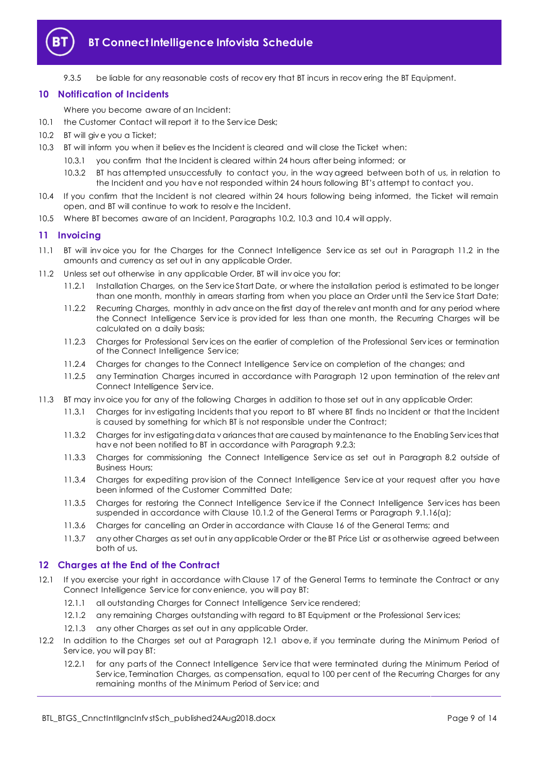9.3.5 be liable for any reasonable costs of recovery that BT incurs in recovering the BT Equipment.

## 10 Notification of Incidents

Where you become aware of an Incident:

10.1 the Customer Contact will report it to the Service Desk;

10.2 BT will give you a Ticket;

10.3 BT will inform you when it believes the Incident is cleared and will close the Ticket when:

10.3.1 you confirm that the Incident is cleared within 24 hours after being informed; or

10.3.2 BT has attempted unsuccessfully to contact you, in the way agreed between both of us, in relation to the Incident and you have not responded within 24 hours following BT's attempt to contact you.

10.4 If you confirm that the Incident is not cleared within 24 hours following being informed, the Ticket will remain open, and BT will continue to work to resolve the Incident.

10.5 Where BT becomes aware of an Incident, Paragraphs 10.2, 10.3 and 10.4 will apply.

## 11 Invoicing

11.1 BT will invoice you for the Charges for the Connect Intelligence Service as set out in Paragraph 11.2 in the amounts and currency as set out in any applicable Order.

11.2 Unless set out otherwise in any applicable Order, BT will invoice you for:

11.2.1 Installation Charges, on the Service Start Date, or where the installation period is estimated to be longer than one month, monthly in arrears starting from when you place an Order until the Service Start Date;

11.2.2 Recurring Charges, monthly in advance on the first day of the relevant month and for any period where the Connect Intelligence Service is provided for less than one month, the Recurring Charges will be calculated on a daily basis;

11.2.3 Charges for Professional Services on the earlier of completion of the Professional Services or termination of the Connect Intelligence Service;

11.2.4 Charges for changes to the Connect Intelligence Service on completion of the changes; and

11.2.5 any Termination Charges incurred in accordance with Paragraph 12 upon termination of the relevant Connect Intelligence Service.

11.3 BT may invoice you for any of the following Charges in addition to those set out in any applicable Order:

11.3.1 Charges for investigating Incidents that you report to BT where BT finds no Incident or that the Incident is caused by something for which BT is not responsible under the Contract;

11.3.2 Charges for investigating data variances that are caused by maintenance to the Enabling Services that have not been notified to BT in accordance with Paragraph 9.2.3;

11.3.3 Charges for commissioning the Connect Intelligence Service as set out in Paragraph 8.2 outside of Business Hours;

11.3.4 Charges for expediting provision of the Connect Intelligence Service at your request after you have been informed of the Customer Committed Date;

11.3.5 Charges for restoring the Connect Intelligence Service if the Connect Intelligence Services has been suspended in accordance with Clause 10.1.2 of the General Terms or Paragraph 9.1.16(a);

11.3.6 Charges for cancelling an Order in accordance with Clause 16 of the General Terms; and

11.3.7 any other Charges as set out in any applicable Order or the BT Price List or as otherwise agreed between both of us.

## 12 Charges at the End of the Contract

12.1 If you exercise your right in accordance with Clause 17 of the General Terms to terminate the Contract or any Connect Intelligence Service for convenience, you will pay BT:

12.1.1 all outstanding Charges for Connect Intelligence Service rendered;

12.1.2 any remaining Charges outstanding with regard to BT Equipment or the Professional Services;

12.1.3 any other Charges as set out in any applicable Order.

12.2 In addition to the Charges set out at Paragraph 12.1 above, if you terminate during the Minimum Period of Service, you will pay BT:

12.2.1 for any parts of the Connect Intelligence Service that were terminated during the Minimum Period of Service, Termination Charges, as compensation, equal to 100 per cent of the Recurring Charges for any remaining months of the Minimum Period of Service; and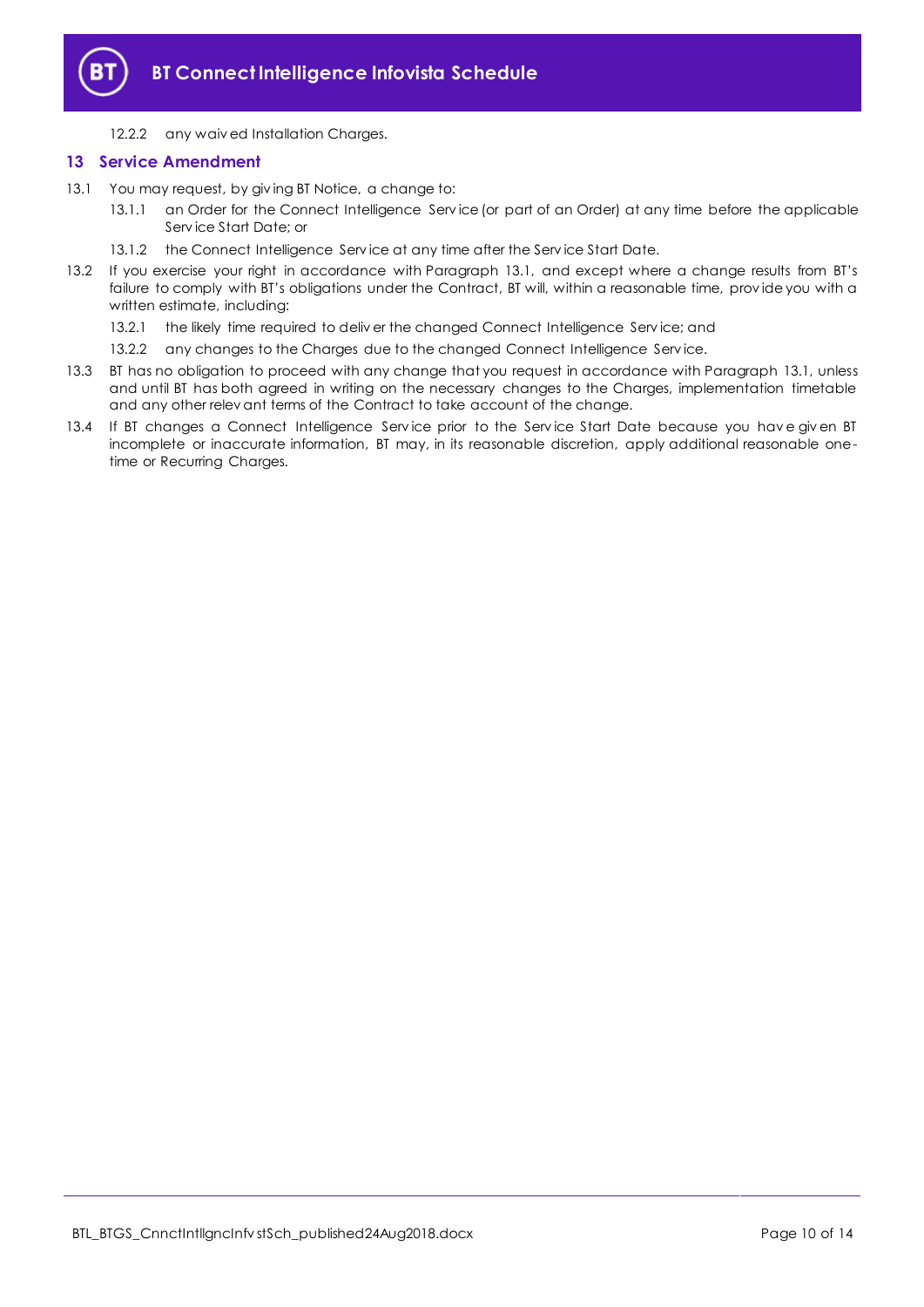12.2.2 any waived Installation Charges.

## 13 Service Amendment

13.1 You may request, by giving BT Notice, a change to:

13.1.1 an Order for the Connect Intelligence Service (or part of an Order) at any time before the applicable Service Start Date; or

13.1.2 the Connect Intelligence Service at any time after the Service Start Date.

13.2 If you exercise your right in accordance with Paragraph 13.1, and except where a change results from BT's failure to comply with BT's obligations under the Contract, BT will, within a reasonable time, provide you with a written estimate, including:

13.2.1 the likely time required to deliver the changed Connect Intelligence Service; and

13.2.2 any changes to the Charges due to the changed Connect Intelligence Service.

13.3 BT has no obligation to proceed with any change that you request in accordance with Paragraph 13.1, unless and until BT has both agreed in writing on the necessary changes to the Charges, implementation timetable and any other relevant terms of the Contract to take account of the change.

13.4 If BT changes a Connect Intelligence Service prior to the Service Start Date because you have given BT incomplete or inaccurate information, BT may, in its reasonable discretion, apply additional reasonable one-time or Recurring Charges.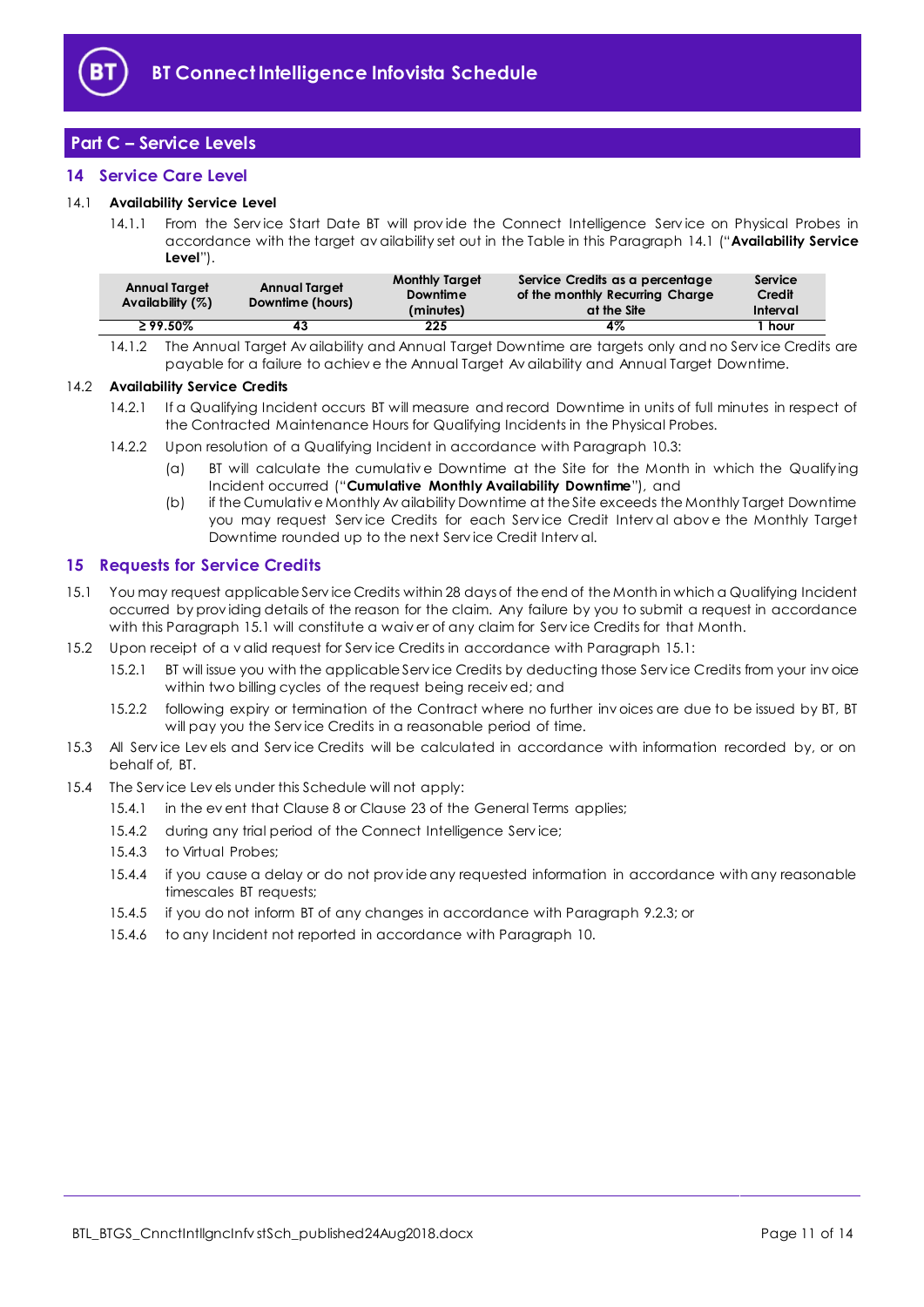## Part C – Service Levels

### 14 Service Care Level

**14.1 Availability Service Level**

14.1.1 From the Service Start Date BT will provide the Connect Intelligence Service on Physical Probes in accordance with the target availability set out in the Table in this Paragraph 14.1 ("**Availability Service Level**").

| Annual Target Availability (%) | Annual Target Downtime (hours) | Monthly Target Downtime (minutes) | Service Credits as a percentage of the monthly Recurring Charge at the Site | Service Credit Interval |
|---|---|---|---|---|
| ≥ 99.50% | 43 | 225 | 4% | 1 hour |

14.1.2 The Annual Target Availability and Annual Target Downtime are targets only and no Service Credits are payable for a failure to achieve the Annual Target Availability and Annual Target Downtime.

**14.2 Availability Service Credits**

14.2.1 If a Qualifying Incident occurs BT will measure and record Downtime in units of full minutes in respect of the Contracted Maintenance Hours for Qualifying Incidents in the Physical Probes.

14.2.2 Upon resolution of a Qualifying Incident in accordance with Paragraph 10.3:

(a) BT will calculate the cumulative Downtime at the Site for the Month in which the Qualifying Incident occurred ("**Cumulative Monthly Availability Downtime**"), and

(b) if the Cumulative Monthly Availability Downtime at the Site exceeds the Monthly Target Downtime you may request Service Credits for each Service Credit Interval above the Monthly Target Downtime rounded up to the next Service Credit Interval.

### 15 Requests for Service Credits

15.1 You may request applicable Service Credits within 28 days of the end of the Month in which a Qualifying Incident occurred by providing details of the reason for the claim. Any failure by you to submit a request in accordance with this Paragraph 15.1 will constitute a waiver of any claim for Service Credits for that Month.

15.2 Upon receipt of a valid request for Service Credits in accordance with Paragraph 15.1:

15.2.1 BT will issue you with the applicable Service Credits by deducting those Service Credits from your invoice within two billing cycles of the request being received; and

15.2.2 following expiry or termination of the Contract where no further invoices are due to be issued by BT, BT will pay you the Service Credits in a reasonable period of time.

15.3 All Service Levels and Service Credits will be calculated in accordance with information recorded by, or on behalf of, BT.

15.4 The Service Levels under this Schedule will not apply:

15.4.1 in the event that Clause 8 or Clause 23 of the General Terms applies;

15.4.2 during any trial period of the Connect Intelligence Service;

15.4.3 to Virtual Probes;

15.4.4 if you cause a delay or do not provide any requested information in accordance with any reasonable timescales BT requests;

15.4.5 if you do not inform BT of any changes in accordance with Paragraph 9.2.3; or

15.4.6 to any Incident not reported in accordance with Paragraph 10.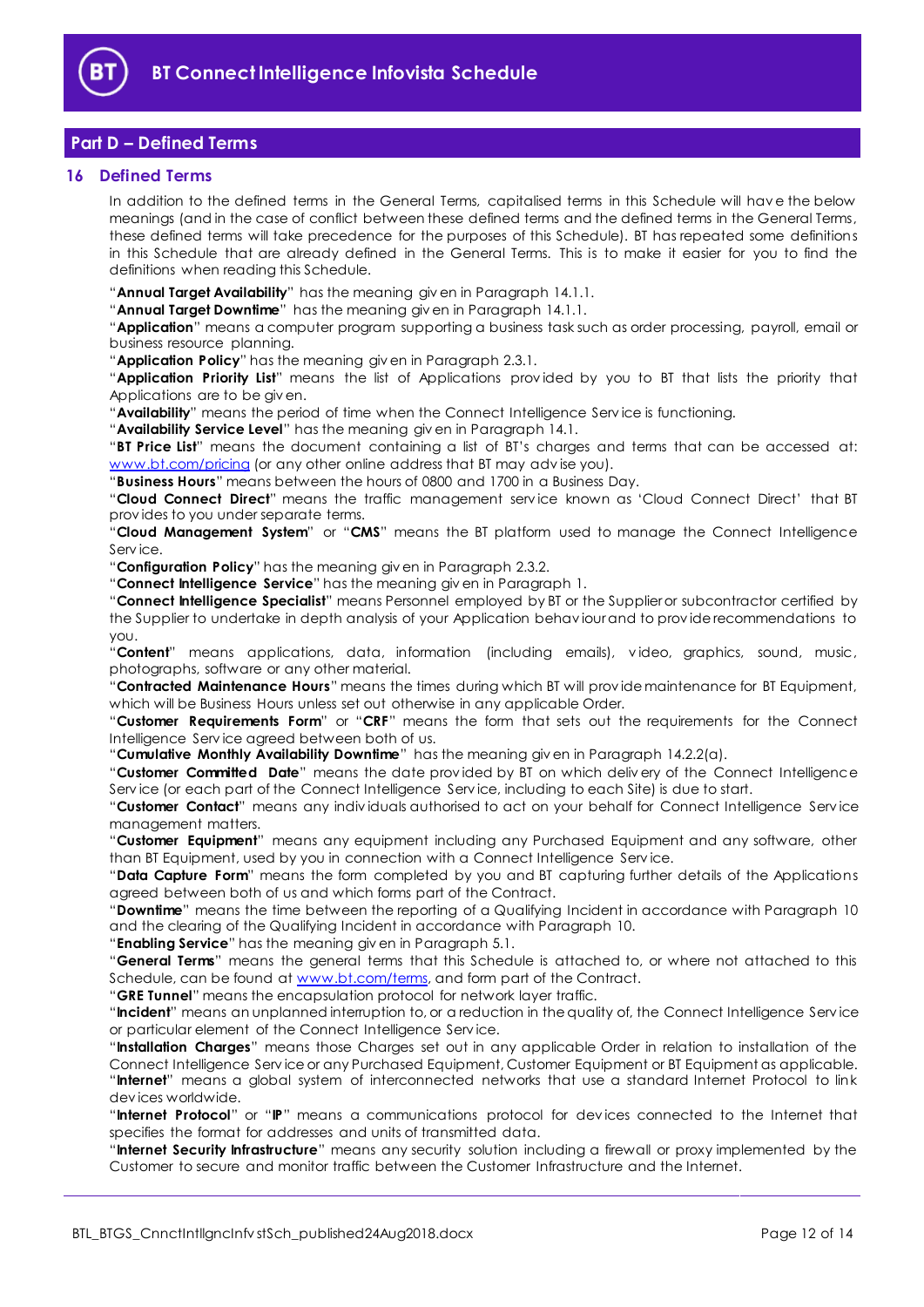## Part D – Defined Terms

### 16 Defined Terms

In addition to the defined terms in the General Terms, capitalised terms in this Schedule will have the below meanings (and in the case of conflict between these defined terms and the defined terms in the General Terms, these defined terms will take precedence for the purposes of this Schedule). BT has repeated some definitions in this Schedule that are already defined in the General Terms. This is to make it easier for you to find the definitions when reading this Schedule.

"**Annual Target Availability**" has the meaning given in Paragraph 14.1.1.

"**Annual Target Downtime**" has the meaning given in Paragraph 14.1.1.

"**Application**" means a computer program supporting a business task such as order processing, payroll, email or business resource planning.

"**Application Policy**" has the meaning given in Paragraph 2.3.1.

"**Application Priority List**" means the list of Applications provided by you to BT that lists the priority that Applications are to be given.

"**Availability**" means the period of time when the Connect Intelligence Service is functioning.

"**Availability Service Level**" has the meaning given in Paragraph 14.1.

"**BT Price List**" means the document containing a list of BT's charges and terms that can be accessed at: www.bt.com/pricing (or any other online address that BT may advise you).

"**Business Hours**" means between the hours of 0800 and 1700 in a Business Day.

"**Cloud Connect Direct**" means the traffic management service known as 'Cloud Connect Direct' that BT provides to you under separate terms.

"**Cloud Management System**" or "**CMS**" means the BT platform used to manage the Connect Intelligence Service.

"**Configuration Policy**" has the meaning given in Paragraph 2.3.2.

"**Connect Intelligence Service**" has the meaning given in Paragraph 1.

"**Connect Intelligence Specialist**" means Personnel employed by BT or the Supplier or subcontractor certified by the Supplier to undertake in depth analysis of your Application behaviour and to provide recommendations to you.

"**Content**" means applications, data, information (including emails), video, graphics, sound, music, photographs, software or any other material.

"**Contracted Maintenance Hours**" means the times during which BT will provide maintenance for BT Equipment, which will be Business Hours unless set out otherwise in any applicable Order.

"**Customer Requirements Form**" or "**CRF**" means the form that sets out the requirements for the Connect Intelligence Service agreed between both of us.

"**Cumulative Monthly Availability Downtime**" has the meaning given in Paragraph 14.2.2(a).

"**Customer Committed Date**" means the date provided by BT on which delivery of the Connect Intelligence Service (or each part of the Connect Intelligence Service, including to each Site) is due to start.

"**Customer Contact**" means any individuals authorised to act on your behalf for Connect Intelligence Service management matters.

"**Customer Equipment**" means any equipment including any Purchased Equipment and any software, other than BT Equipment, used by you in connection with a Connect Intelligence Service.

"**Data Capture Form**" means the form completed by you and BT capturing further details of the Applications agreed between both of us and which forms part of the Contract.

"**Downtime**" means the time between the reporting of a Qualifying Incident in accordance with Paragraph 10 and the clearing of the Qualifying Incident in accordance with Paragraph 10.

"**Enabling Service**" has the meaning given in Paragraph 5.1.

"**General Terms**" means the general terms that this Schedule is attached to, or where not attached to this Schedule, can be found at www.bt.com/terms, and form part of the Contract.

"**GRE Tunnel**" means the encapsulation protocol for network layer traffic.

"**Incident**" means an unplanned interruption to, or a reduction in the quality of, the Connect Intelligence Service or particular element of the Connect Intelligence Service.

"**Installation Charges**" means those Charges set out in any applicable Order in relation to installation of the Connect Intelligence Service or any Purchased Equipment, Customer Equipment or BT Equipment as applicable.

"**Internet**" means a global system of interconnected networks that use a standard Internet Protocol to link devices worldwide.

"**Internet Protocol**" or "**IP**" means a communications protocol for devices connected to the Internet that specifies the format for addresses and units of transmitted data.

"**Internet Security Infrastructure**" means any security solution including a firewall or proxy implemented by the Customer to secure and monitor traffic between the Customer Infrastructure and the Internet.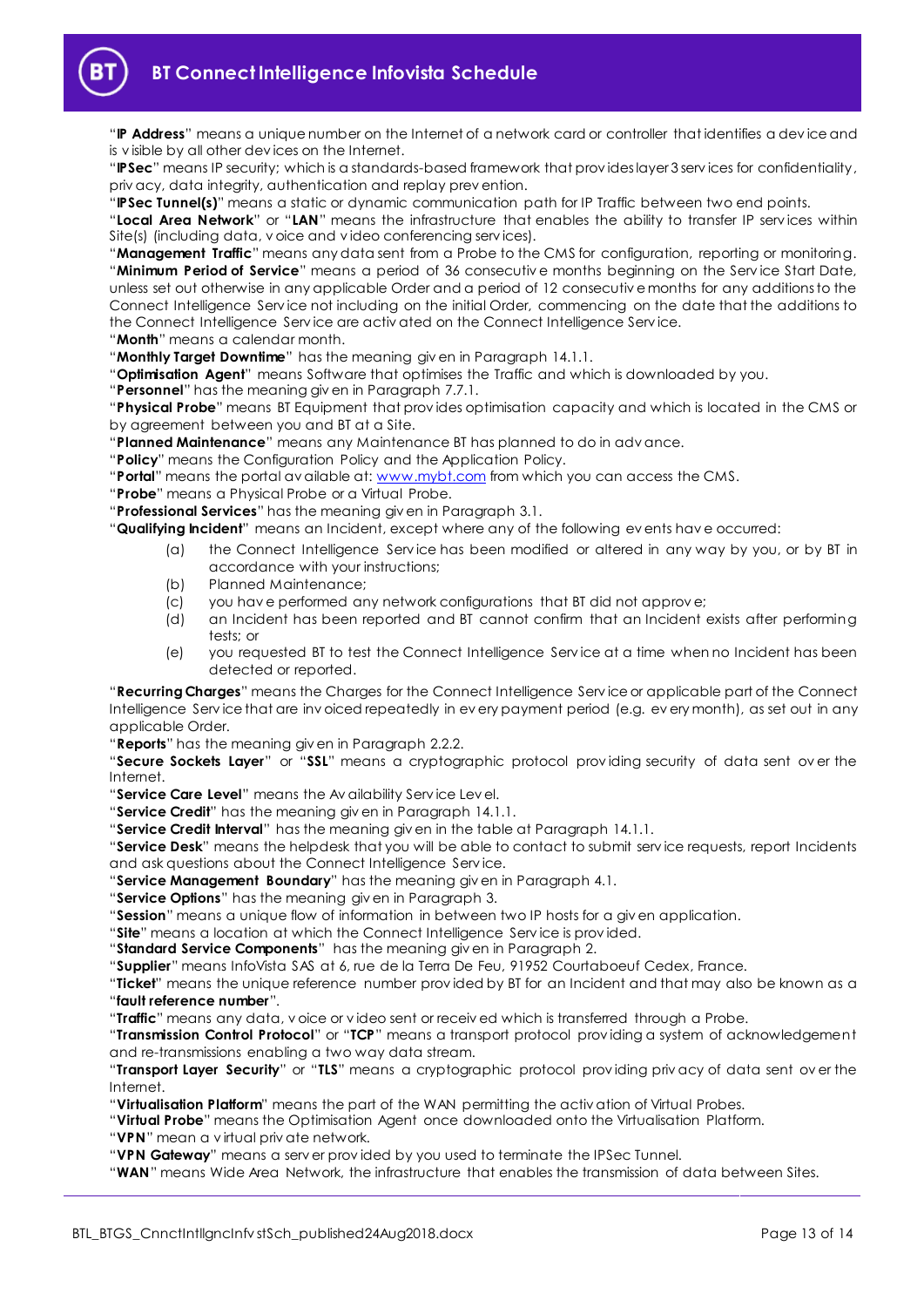"**IP Address**" means a unique number on the Internet of a network card or controller that identifies a device and is visible by all other devices on the Internet.

"**IPSec**" means IP security; which is a standards-based framework that provides layer 3 services for confidentiality, privacy, data integrity, authentication and replay prevention.

"**IPSec Tunnel(s)**" means a static or dynamic communication path for IP Traffic between two end points.

"**Local Area Network**" or "**LAN**" means the infrastructure that enables the ability to transfer IP services within Site(s) (including data, voice and video conferencing services).

"**Management Traffic**" means any data sent from a Probe to the CMS for configuration, reporting or monitoring.

"**Minimum Period of Service**" means a period of 36 consecutive months beginning on the Service Start Date, unless set out otherwise in any applicable Order and a period of 12 consecutive months for any additions to the Connect Intelligence Service not including on the initial Order, commencing on the date that the additions to the Connect Intelligence Service are activated on the Connect Intelligence Service.

"**Month**" means a calendar month.

"**Monthly Target Downtime**" has the meaning given in Paragraph 14.1.1.

"**Optimisation Agent**" means Software that optimises the Traffic and which is downloaded by you.

"**Personnel**" has the meaning given in Paragraph 7.7.1.

"**Physical Probe**" means BT Equipment that provides optimisation capacity and which is located in the CMS or by agreement between you and BT at a Site.

"**Planned Maintenance**" means any Maintenance BT has planned to do in advance.

"**Policy**" means the Configuration Policy and the Application Policy.

"**Portal**" means the portal available at: [www.mybt.com](www.mybt.com) from which you can access the CMS.

"**Probe**" means a Physical Probe or a Virtual Probe.

"**Professional Services**" has the meaning given in Paragraph 3.1.

"**Qualifying Incident**" means an Incident, except where any of the following events have occurred:

(a) the Connect Intelligence Service has been modified or altered in any way by you, or by BT in accordance with your instructions;

(b) Planned Maintenance;

(c) you have performed any network configurations that BT did not approve;

(d) an Incident has been reported and BT cannot confirm that an Incident exists after performing tests; or

(e) you requested BT to test the Connect Intelligence Service at a time when no Incident has been detected or reported.

"**Recurring Charges**" means the Charges for the Connect Intelligence Service or applicable part of the Connect Intelligence Service that are invoiced repeatedly in every payment period (e.g. every month), as set out in any applicable Order.

"**Reports**" has the meaning given in Paragraph 2.2.2.

"**Secure Sockets Layer**" or "**SSL**" means a cryptographic protocol providing security of data sent over the Internet.

"**Service Care Level**" means the Availability Service Level.

"**Service Credit**" has the meaning given in Paragraph 14.1.1.

"**Service Credit Interval**" has the meaning given in the table at Paragraph 14.1.1.

"**Service Desk**" means the helpdesk that you will be able to contact to submit service requests, report Incidents and ask questions about the Connect Intelligence Service.

"**Service Management Boundary**" has the meaning given in Paragraph 4.1.

"**Service Options**" has the meaning given in Paragraph 3.

"**Session**" means a unique flow of information in between two IP hosts for a given application.

"**Site**" means a location at which the Connect Intelligence Service is provided.

"**Standard Service Components**" has the meaning given in Paragraph 2.

"**Supplier**" means InfoVista SAS at 6, rue de la Terra De Feu, 91952 Courtaboeuf Cedex, France.

"**Ticket**" means the unique reference number provided by BT for an Incident and that may also be known as a "**fault reference number**".

"**Traffic**" means any data, voice or video sent or received which is transferred through a Probe.

"**Transmission Control Protocol**" or "**TCP**" means a transport protocol providing a system of acknowledgement and re-transmissions enabling a two way data stream.

"**Transport Layer Security**" or "**TLS**" means a cryptographic protocol providing privacy of data sent over the Internet.

"**Virtualisation Platform**" means the part of the WAN permitting the activation of Virtual Probes.

"**Virtual Probe**" means the Optimisation Agent once downloaded onto the Virtualisation Platform.

"**VPN**" mean a virtual private network.

"**VPN Gateway**" means a server provided by you used to terminate the IPSec Tunnel.

"**WAN**" means Wide Area Network, the infrastructure that enables the transmission of data between Sites.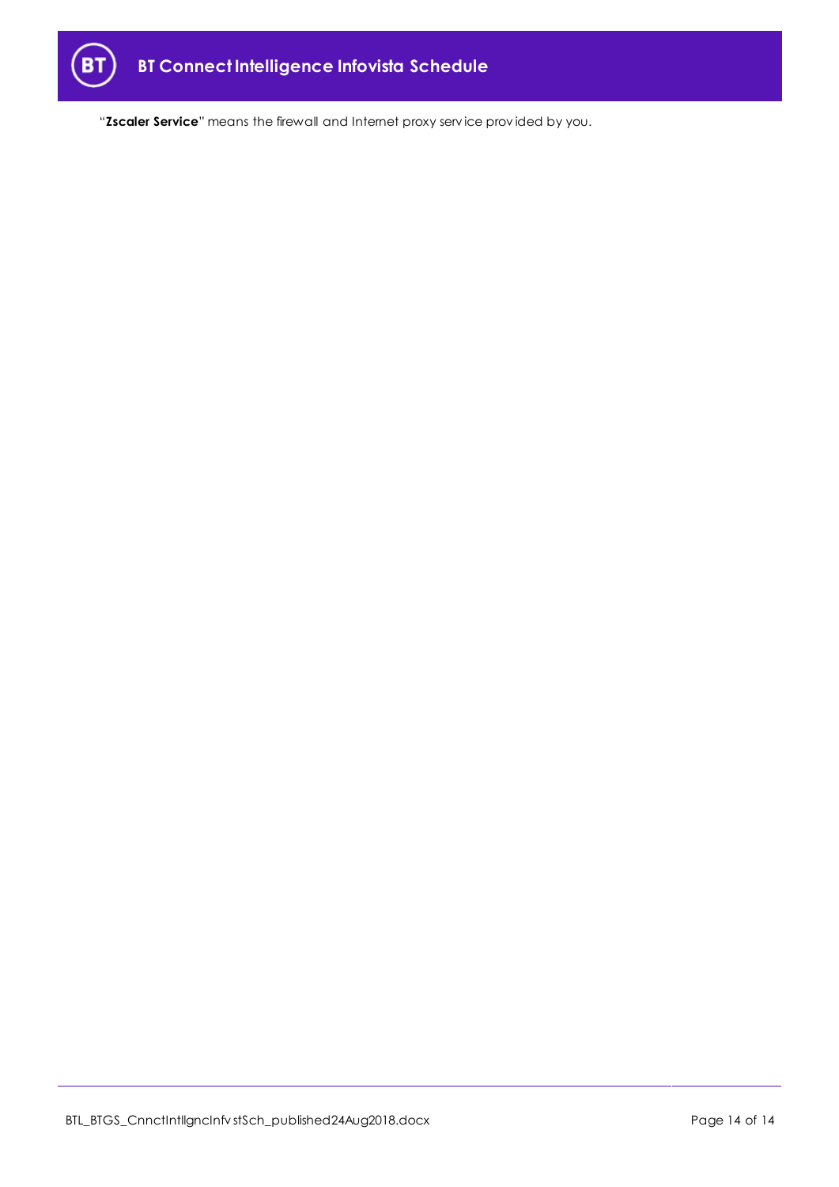"**Zscaler Service**" means the firewall and Internet proxy service provided by you.